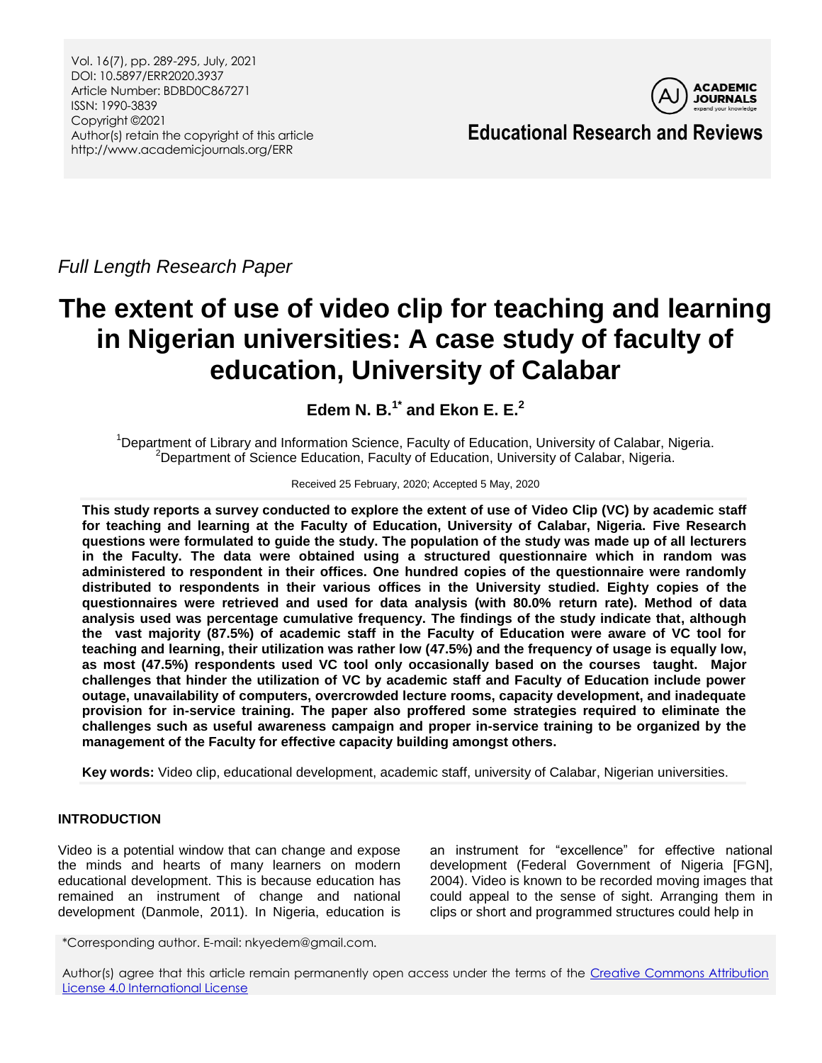*Full Length Research Paper*

# The extent of use of video clip for teaching and learning in Nigerian universities: A case study of faculty of education, University of Calabar

**Edem N. B.[1*] and Ekon E. E.[2]**

[1]Department of Library and Information Science, Faculty of Education, University of Calabar, Nigeria.
[2]Department of Science Education, Faculty of Education, University of Calabar, Nigeria.

Received 25 February, 2020; Accepted 5 May, 2020

**This study reports a survey conducted to explore the extent of use of Video Clip (VC) by academic staff for teaching and learning at the Faculty of Education, University of Calabar, Nigeria. Five Research questions were formulated to guide the study. The population of the study was made up of all lecturers in the Faculty. The data were obtained using a structured questionnaire which in random was administered to respondent in their offices. One hundred copies of the questionnaire were randomly distributed to respondents in their various offices in the University studied. Eighty copies of the questionnaires were retrieved and used for data analysis (with 80.0% return rate). Method of data analysis used was percentage cumulative frequency. The findings of the study indicate that, although the vast majority (87.5%) of academic staff in the Faculty of Education were aware of VC tool for teaching and learning, their utilization was rather low (47.5%) and the frequency of usage is equally low, as most (47.5%) respondents used VC tool only occasionally based on the courses taught. Major challenges that hinder the utilization of VC by academic staff and Faculty of Education include power outage, unavailability of computers, overcrowded lecture rooms, capacity development, and inadequate provision for in-service training. The paper also proffered some strategies required to eliminate the challenges such as useful awareness campaign and proper in-service training to be organized by the management of the Faculty for effective capacity building amongst others.**

**Key words:** Video clip, educational development, academic staff, university of Calabar, Nigerian universities.

## INTRODUCTION

Video is a potential window that can change and expose the minds and hearts of many learners on modern educational development. This is because education has remained an instrument of change and national development (Danmole, 2011). In Nigeria, education is an instrument for "excellence" for effective national development (Federal Government of Nigeria [FGN], 2004). Video is known to be recorded moving images that could appeal to the sense of sight. Arranging them in clips or short and programmed structures could help in

*Corresponding author. E-mail: nkyedem@gmail.com.

Author(s) agree that this article remain permanently open access under the terms of the Creative Commons Attribution License 4.0 International License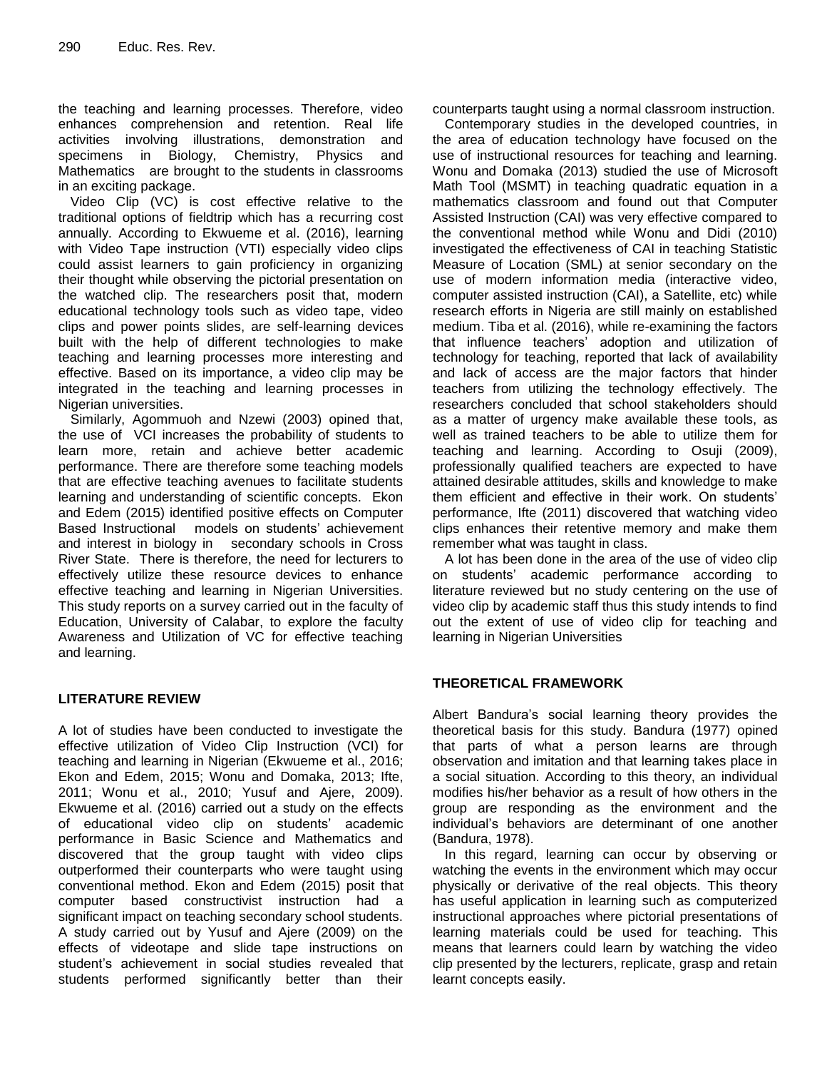the teaching and learning processes. Therefore, video enhances comprehension and retention. Real life activities involving illustrations, demonstration and specimens in Biology, Chemistry, Physics and Mathematics are brought to the students in classrooms in an exciting package.

Video Clip (VC) is cost effective relative to the traditional options of fieldtrip which has a recurring cost annually. According to Ekwueme et al. (2016), learning with Video Tape instruction (VTI) especially video clips could assist learners to gain proficiency in organizing their thought while observing the pictorial presentation on the watched clip. The researchers posit that, modern educational technology tools such as video tape, video clips and power points slides, are self-learning devices built with the help of different technologies to make teaching and learning processes more interesting and effective. Based on its importance, a video clip may be integrated in the teaching and learning processes in Nigerian universities.

Similarly, Agommuoh and Nzewi (2003) opined that, the use of VCI increases the probability of students to learn more, retain and achieve better academic performance. There are therefore some teaching models that are effective teaching avenues to facilitate students learning and understanding of scientific concepts. Ekon and Edem (2015) identified positive effects on Computer Based Instructional models on students' achievement and interest in biology in secondary schools in Cross River State. There is therefore, the need for lecturers to effectively utilize these resource devices to enhance effective teaching and learning in Nigerian Universities. This study reports on a survey carried out in the faculty of Education, University of Calabar, to explore the faculty Awareness and Utilization of VC for effective teaching and learning.

## LITERATURE REVIEW

A lot of studies have been conducted to investigate the effective utilization of Video Clip Instruction (VCI) for teaching and learning in Nigerian (Ekwueme et al., 2016; Ekon and Edem, 2015; Wonu and Domaka, 2013; Ifte, 2011; Wonu et al., 2010; Yusuf and Ajere, 2009). Ekwueme et al. (2016) carried out a study on the effects of educational video clip on students' academic performance in Basic Science and Mathematics and discovered that the group taught with video clips outperformed their counterparts who were taught using conventional method. Ekon and Edem (2015) posit that computer based constructivist instruction had a significant impact on teaching secondary school students. A study carried out by Yusuf and Ajere (2009) on the effects of videotape and slide tape instructions on student's achievement in social studies revealed that students performed significantly better than their counterparts taught using a normal classroom instruction.

Contemporary studies in the developed countries, in the area of education technology have focused on the use of instructional resources for teaching and learning. Wonu and Domaka (2013) studied the use of Microsoft Math Tool (MSMT) in teaching quadratic equation in a mathematics classroom and found out that Computer Assisted Instruction (CAI) was very effective compared to the conventional method while Wonu and Didi (2010) investigated the effectiveness of CAI in teaching Statistic Measure of Location (SML) at senior secondary on the use of modern information media (interactive video, computer assisted instruction (CAI), a Satellite, etc) while research efforts in Nigeria are still mainly on established medium. Tiba et al. (2016), while re-examining the factors that influence teachers' adoption and utilization of technology for teaching, reported that lack of availability and lack of access are the major factors that hinder teachers from utilizing the technology effectively. The researchers concluded that school stakeholders should as a matter of urgency make available these tools, as well as trained teachers to be able to utilize them for teaching and learning. According to Osuji (2009), professionally qualified teachers are expected to have attained desirable attitudes, skills and knowledge to make them efficient and effective in their work. On students' performance, Ifte (2011) discovered that watching video clips enhances their retentive memory and make them remember what was taught in class.

A lot has been done in the area of the use of video clip on students' academic performance according to literature reviewed but no study centering on the use of video clip by academic staff thus this study intends to find out the extent of use of video clip for teaching and learning in Nigerian Universities

## THEORETICAL FRAMEWORK

Albert Bandura's social learning theory provides the theoretical basis for this study. Bandura (1977) opined that parts of what a person learns are through observation and imitation and that learning takes place in a social situation. According to this theory, an individual modifies his/her behavior as a result of how others in the group are responding as the environment and the individual's behaviors are determinant of one another (Bandura, 1978).

In this regard, learning can occur by observing or watching the events in the environment which may occur physically or derivative of the real objects. This theory has useful application in learning such as computerized instructional approaches where pictorial presentations of learning materials could be used for teaching. This means that learners could learn by watching the video clip presented by the lecturers, replicate, grasp and retain learnt concepts easily.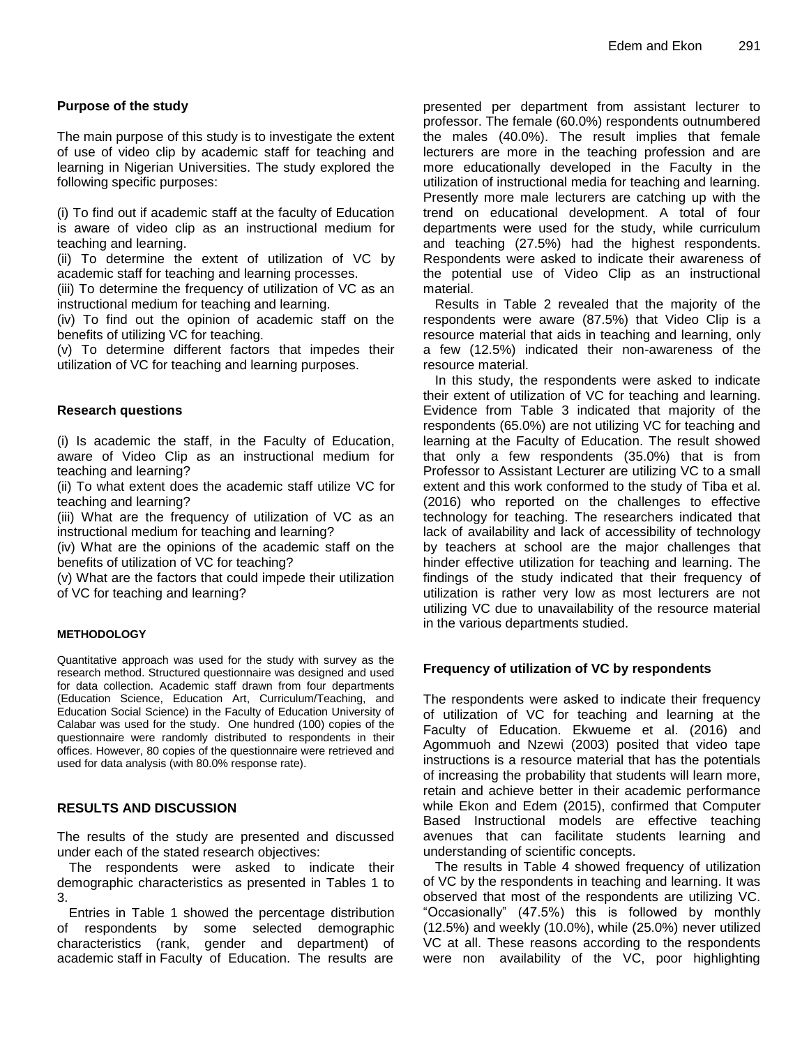**Purpose of the study**

The main purpose of this study is to investigate the extent of use of video clip by academic staff for teaching and learning in Nigerian Universities. The study explored the following specific purposes:

(i) To find out if academic staff at the faculty of Education is aware of video clip as an instructional medium for teaching and learning.
(ii) To determine the extent of utilization of VC by academic staff for teaching and learning processes.
(iii) To determine the frequency of utilization of VC as an instructional medium for teaching and learning.
(iv) To find out the opinion of academic staff on the benefits of utilizing VC for teaching.
(v) To determine different factors that impedes their utilization of VC for teaching and learning purposes.

**Research questions**

(i) Is academic the staff, in the Faculty of Education, aware of Video Clip as an instructional medium for teaching and learning?
(ii) To what extent does the academic staff utilize VC for teaching and learning?
(iii) What are the frequency of utilization of VC as an instructional medium for teaching and learning?
(iv) What are the opinions of the academic staff on the benefits of utilization of VC for teaching?
(v) What are the factors that could impede their utilization of VC for teaching and learning?

## METHODOLOGY

Quantitative approach was used for the study with survey as the research method. Structured questionnaire was designed and used for data collection. Academic staff drawn from four departments (Education Science, Education Art, Curriculum/Teaching, and Education Social Science) in the Faculty of Education University of Calabar was used for the study. One hundred (100) copies of the questionnaire were randomly distributed to respondents in their offices. However, 80 copies of the questionnaire were retrieved and used for data analysis (with 80.0% response rate).

## RESULTS AND DISCUSSION

The results of the study are presented and discussed under each of the stated research objectives:

The respondents were asked to indicate their demographic characteristics as presented in Tables 1 to 3.

Entries in Table 1 showed the percentage distribution of respondents by some selected demographic characteristics (rank, gender and department) of academic staff in Faculty of Education. The results are presented per department from assistant lecturer to professor. The female (60.0%) respondents outnumbered the males (40.0%). The result implies that female lecturers are more in the teaching profession and are more educationally developed in the Faculty in the utilization of instructional media for teaching and learning. Presently more male lecturers are catching up with the trend on educational development. A total of four departments were used for the study, while curriculum and teaching (27.5%) had the highest respondents. Respondents were asked to indicate their awareness of the potential use of Video Clip as an instructional material.

Results in Table 2 revealed that the majority of the respondents were aware (87.5%) that Video Clip is a resource material that aids in teaching and learning, only a few (12.5%) indicated their non-awareness of the resource material.

In this study, the respondents were asked to indicate their extent of utilization of VC for teaching and learning. Evidence from Table 3 indicated that majority of the respondents (65.0%) are not utilizing VC for teaching and learning at the Faculty of Education. The result showed that only a few respondents (35.0%) that is from Professor to Assistant Lecturer are utilizing VC to a small extent and this work conformed to the study of Tiba et al. (2016) who reported on the challenges to effective technology for teaching. The researchers indicated that lack of availability and lack of accessibility of technology by teachers at school are the major challenges that hinder effective utilization for teaching and learning. The findings of the study indicated that their frequency of utilization is rather very low as most lecturers are not utilizing VC due to unavailability of the resource material in the various departments studied.

**Frequency of utilization of VC by respondents**

The respondents were asked to indicate their frequency of utilization of VC for teaching and learning at the Faculty of Education. Ekwueme et al. (2016) and Agommuoh and Nzewi (2003) posited that video tape instructions is a resource material that has the potentials of increasing the probability that students will learn more, retain and achieve better in their academic performance while Ekon and Edem (2015), confirmed that Computer Based Instructional models are effective teaching avenues that can facilitate students learning and understanding of scientific concepts.

The results in Table 4 showed frequency of utilization of VC by the respondents in teaching and learning. It was observed that most of the respondents are utilizing VC. "Occasionally" (47.5%) this is followed by monthly (12.5%) and weekly (10.0%), while (25.0%) never utilized VC at all. These reasons according to the respondents were non availability of the VC, poor highlighting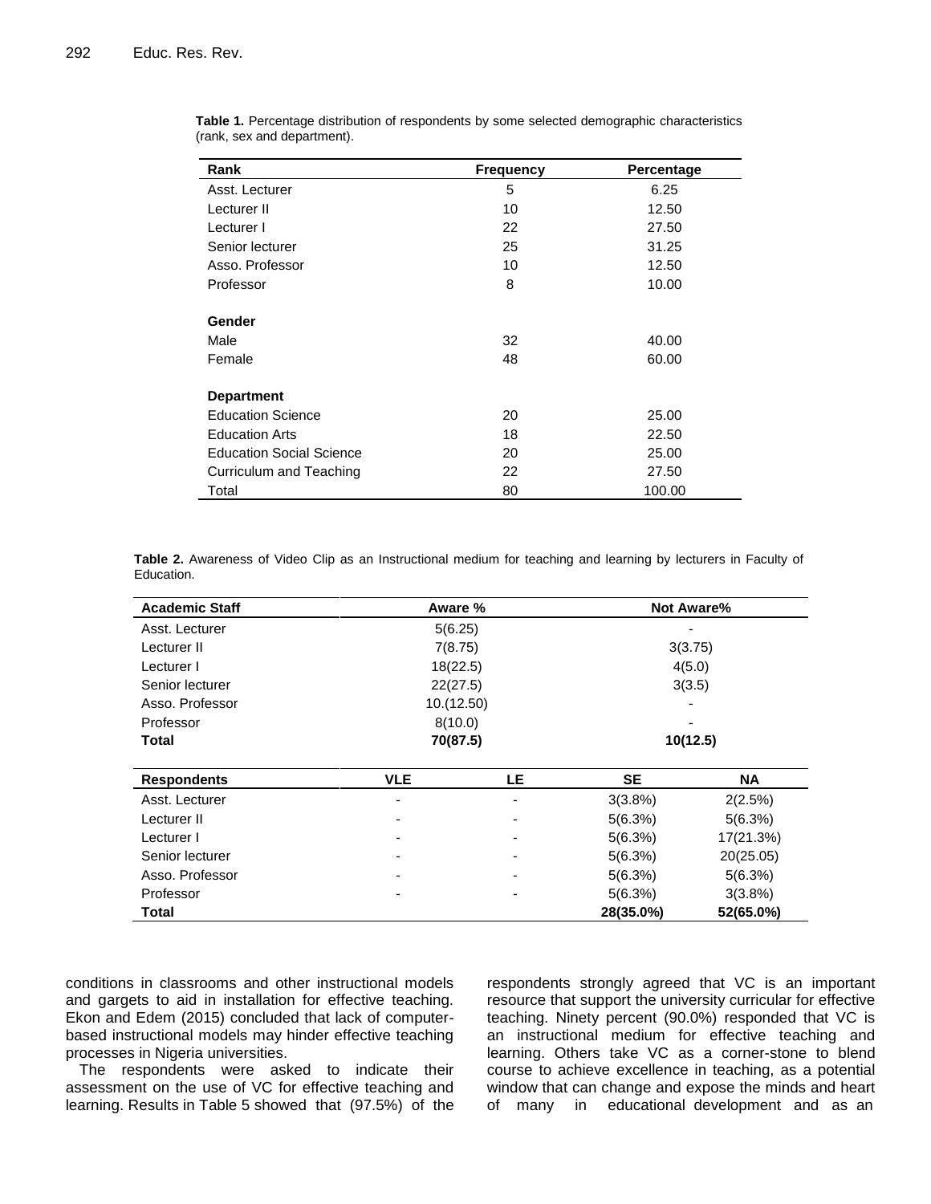**Table 1.** Percentage distribution of respondents by some selected demographic characteristics (rank, sex and department).

| Rank | Frequency | Percentage |
|---|---|---|
| Asst. Lecturer | 5 | 6.25 |
| Lecturer II | 10 | 12.50 |
| Lecturer I | 22 | 27.50 |
| Senior lecturer | 25 | 31.25 |
| Asso. Professor | 10 | 12.50 |
| Professor | 8 | 10.00 |
| **Gender** | | |
| Male | 32 | 40.00 |
| Female | 48 | 60.00 |
| **Department** | | |
| Education Science | 20 | 25.00 |
| Education Arts | 18 | 22.50 |
| Education Social Science | 20 | 25.00 |
| Curriculum and Teaching | 22 | 27.50 |
| Total | 80 | 100.00 |

**Table 2.** Awareness of Video Clip as an Instructional medium for teaching and learning by lecturers in Faculty of Education.

| Academic Staff | Aware % | Not Aware% |
|---|---|---|
| Asst. Lecturer | 5(6.25) | - |
| Lecturer II | 7(8.75) | 3(3.75) |
| Lecturer I | 18(22.5) | 4(5.0) |
| Senior lecturer | 22(27.5) | 3(3.5) |
| Asso. Professor | 10.(12.50) | - |
| Professor | 8(10.0) | - |
| **Total** | **70(87.5)** | **10(12.5)** |

| Respondents | VLE | LE | SE | NA |
|---|---|---|---|---|
| Asst. Lecturer | - | - | 3(3.8%) | 2(2.5%) |
| Lecturer II | - | - | 5(6.3%) | 5(6.3%) |
| Lecturer I | - | - | 5(6.3%) | 17(21.3%) |
| Senior lecturer | - | - | 5(6.3%) | 20(25.05) |
| Asso. Professor | - | - | 5(6.3%) | 5(6.3%) |
| Professor | - | - | 5(6.3%) | 3(3.8%) |
| **Total** | | | **28(35.0%)** | **52(65.0%)** |

conditions in classrooms and other instructional models and gargets to aid in installation for effective teaching. Ekon and Edem (2015) concluded that lack of computer-based instructional models may hinder effective teaching processes in Nigeria universities.

The respondents were asked to indicate their assessment on the use of VC for effective teaching and learning. Results in Table 5 showed that (97.5%) of the respondents strongly agreed that VC is an important resource that support the university curricular for effective teaching. Ninety percent (90.0%) responded that VC is an instructional medium for effective teaching and learning. Others take VC as a corner-stone to blend course to achieve excellence in teaching, as a potential window that can change and expose the minds and heart of many in educational development and as an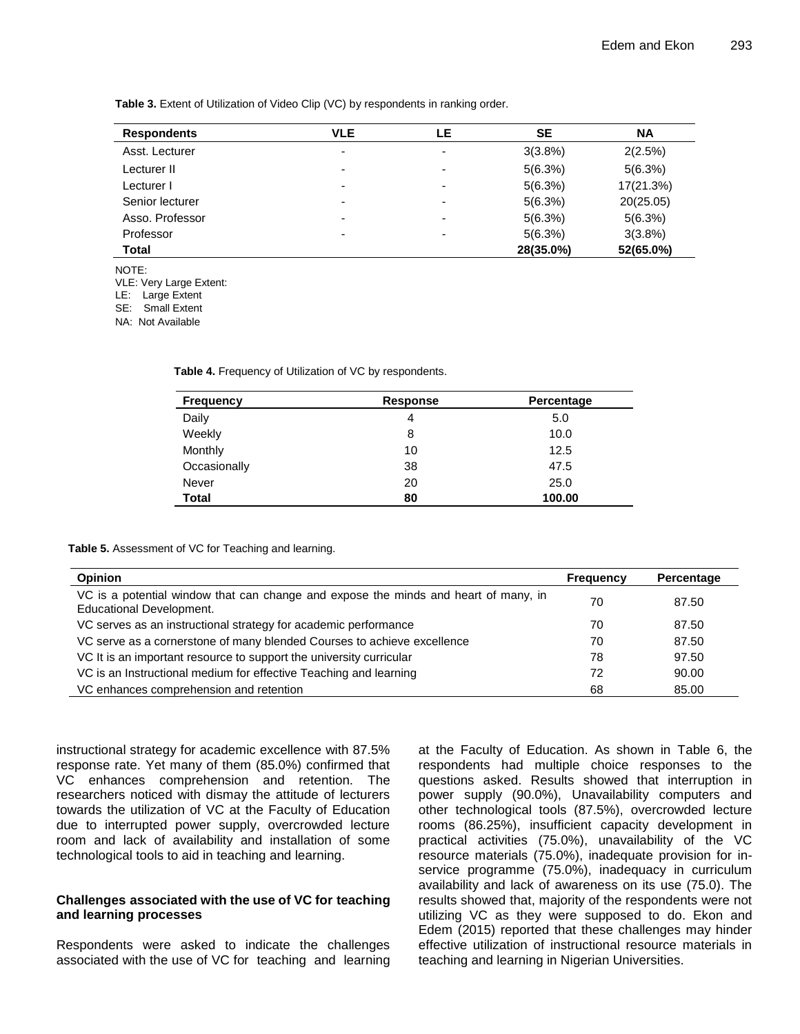**Table 3.** Extent of Utilization of Video Clip (VC) by respondents in ranking order.

| Respondents | VLE | LE | SE | NA |
|---|---|---|---|---|
| Asst. Lecturer | - | - | 3(3.8%) | 2(2.5%) |
| Lecturer II | - | - | 5(6.3%) | 5(6.3%) |
| Lecturer I | - | - | 5(6.3%) | 17(21.3%) |
| Senior lecturer | - | - | 5(6.3%) | 20(25.05) |
| Asso. Professor | - | - | 5(6.3%) | 5(6.3%) |
| Professor | - | - | 5(6.3%) | 3(3.8%) |
| **Total** | | | **28(35.0%)** | **52(65.0%)** |

NOTE:
VLE: Very Large Extent:
LE: Large Extent
SE: Small Extent
NA: Not Available

**Table 4.** Frequency of Utilization of VC by respondents.

| Frequency | Response | Percentage |
|---|---|---|
| Daily | 4 | 5.0 |
| Weekly | 8 | 10.0 |
| Monthly | 10 | 12.5 |
| Occasionally | 38 | 47.5 |
| Never | 20 | 25.0 |
| **Total** | **80** | **100.00** |

**Table 5.** Assessment of VC for Teaching and learning.

| Opinion | Frequency | Percentage |
|---|---|---|
| VC is a potential window that can change and expose the minds and heart of many, in Educational Development. | 70 | 87.50 |
| VC serves as an instructional strategy for academic performance | 70 | 87.50 |
| VC serve as a cornerstone of many blended Courses to achieve excellence | 70 | 87.50 |
| VC It is an important resource to support the university curricular | 78 | 97.50 |
| VC is an Instructional medium for effective Teaching and learning | 72 | 90.00 |
| VC enhances comprehension and retention | 68 | 85.00 |

instructional strategy for academic excellence with 87.5% response rate. Yet many of them (85.0%) confirmed that VC enhances comprehension and retention. The researchers noticed with dismay the attitude of lecturers towards the utilization of VC at the Faculty of Education due to interrupted power supply, overcrowded lecture room and lack of availability and installation of some technological tools to aid in teaching and learning.

### Challenges associated with the use of VC for teaching and learning processes

Respondents were asked to indicate the challenges associated with the use of VC for teaching and learning at the Faculty of Education. As shown in Table 6, the respondents had multiple choice responses to the questions asked. Results showed that interruption in power supply (90.0%), Unavailability computers and other technological tools (87.5%), overcrowded lecture rooms (86.25%), insufficient capacity development in practical activities (75.0%), unavailability of the VC resource materials (75.0%), inadequate provision for in-service programme (75.0%), inadequacy in curriculum availability and lack of awareness on its use (75.0). The results showed that, majority of the respondents were not utilizing VC as they were supposed to do. Ekon and Edem (2015) reported that these challenges may hinder effective utilization of instructional resource materials in teaching and learning in Nigerian Universities.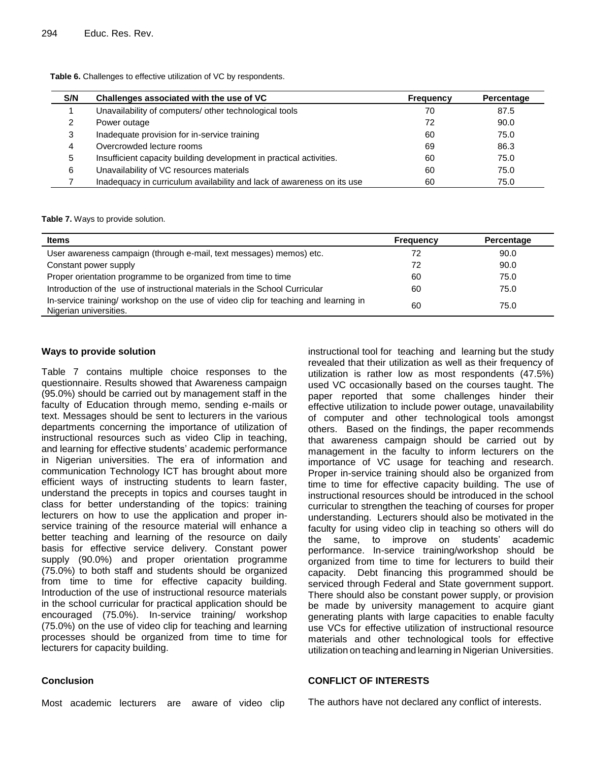**Table 6.** Challenges to effective utilization of VC by respondents.

| S/N | Challenges associated with the use of VC | Frequency | Percentage |
|---|---|---|---|
| 1 | Unavailability of computers/ other technological tools | 70 | 87.5 |
| 2 | Power outage | 72 | 90.0 |
| 3 | Inadequate provision for in-service training | 60 | 75.0 |
| 4 | Overcrowded lecture rooms | 69 | 86.3 |
| 5 | Insufficient capacity building development in practical activities. | 60 | 75.0 |
| 6 | Unavailability of VC resources materials | 60 | 75.0 |
| 7 | Inadequacy in curriculum availability and lack of awareness on its use | 60 | 75.0 |

**Table 7.** Ways to provide solution.

| Items | Frequency | Percentage |
|---|---|---|
| User awareness campaign (through e-mail, text messages) memos) etc. | 72 | 90.0 |
| Constant power supply | 72 | 90.0 |
| Proper orientation programme to be organized from time to time | 60 | 75.0 |
| Introduction of the use of instructional materials in the School Curricular | 60 | 75.0 |
| In-service training/ workshop on the use of video clip for teaching and learning in Nigerian universities. | 60 | 75.0 |

### Ways to provide solution

Table 7 contains multiple choice responses to the questionnaire. Results showed that Awareness campaign (95.0%) should be carried out by management staff in the faculty of Education through memo, sending e-mails or text. Messages should be sent to lecturers in the various departments concerning the importance of utilization of instructional resources such as video Clip in teaching, and learning for effective students' academic performance in Nigerian universities. The era of information and communication Technology ICT has brought about more efficient ways of instructing students to learn faster, understand the precepts in topics and courses taught in class for better understanding of the topics: training lecturers on how to use the application and proper in-service training of the resource material will enhance a better teaching and learning of the resource on daily basis for effective service delivery. Constant power supply (90.0%) and proper orientation programme (75.0%) to both staff and students should be organized from time to time for effective capacity building. Introduction of the use of instructional resource materials in the school curricular for practical application should be encouraged (75.0%). In-service training/ workshop (75.0%) on the use of video clip for teaching and learning processes should be organized from time to time for lecturers for capacity building.

## Conclusion

Most academic lecturers are aware of video clip instructional tool for teaching and learning but the study revealed that their utilization as well as their frequency of utilization is rather low as most respondents (47.5%) used VC occasionally based on the courses taught. The paper reported that some challenges hinder their effective utilization to include power outage, unavailability of computer and other technological tools amongst others. Based on the findings, the paper recommends that awareness campaign should be carried out by management in the faculty to inform lecturers on the importance of VC usage for teaching and research. Proper in-service training should also be organized from time to time for effective capacity building. The use of instructional resources should be introduced in the school curricular to strengthen the teaching of courses for proper understanding. Lecturers should also be motivated in the faculty for using video clip in teaching so others will do the same, to improve on students' academic performance. In-service training/workshop should be organized from time to time for lecturers to build their capacity. Debt financing this programmed should be serviced through Federal and State government support. There should also be constant power supply, or provision be made by university management to acquire giant generating plants with large capacities to enable faculty use VCs for effective utilization of instructional resource materials and other technological tools for effective utilization on teaching and learning in Nigerian Universities.

## CONFLICT OF INTERESTS

The authors have not declared any conflict of interests.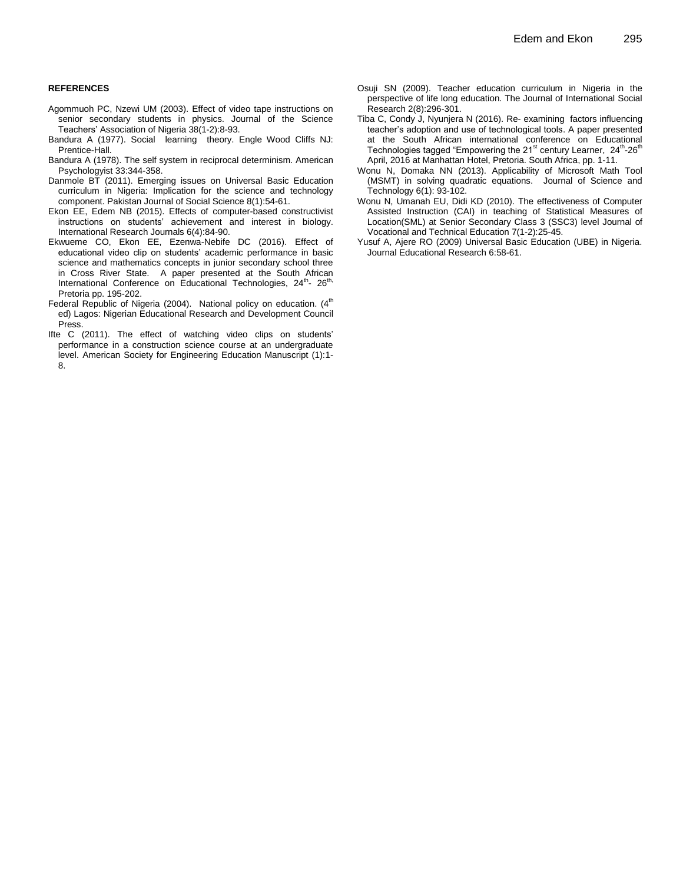**REFERENCES**

Agommuoh PC, Nzewi UM (2003). Effect of video tape instructions on senior secondary students in physics. Journal of the Science Teachers' Association of Nigeria 38(1-2):8-93.

Bandura A (1977). Social learning theory. Engle Wood Cliffs NJ: Prentice-Hall.

Bandura A (1978). The self system in reciprocal determinism. American Psychologyist 33:344-358.

Danmole BT (2011). Emerging issues on Universal Basic Education curriculum in Nigeria: Implication for the science and technology component. Pakistan Journal of Social Science 8(1):54-61.

Ekon EE, Edem NB (2015). Effects of computer-based constructivist instructions on students' achievement and interest in biology. International Research Journals 6(4):84-90.

Ekwueme CO, Ekon EE, Ezenwa-Nebife DC (2016). Effect of educational video clip on students' academic performance in basic science and mathematics concepts in junior secondary school three in Cross River State. A paper presented at the South African International Conference on Educational Technologies, 24th- 26th, Pretoria pp. 195-202.

Federal Republic of Nigeria (2004). National policy on education. (4th ed) Lagos: Nigerian Educational Research and Development Council Press.

Ifte C (2011). The effect of watching video clips on students' performance in a construction science course at an undergraduate level. American Society for Engineering Education Manuscript (1):1-8.

Osuji SN (2009). Teacher education curriculum in Nigeria in the perspective of life long education. The Journal of International Social Research 2(8):296-301.

Tiba C, Condy J, Nyunjera N (2016). Re- examining factors influencing teacher's adoption and use of technological tools. A paper presented at the South African international conference on Educational Technologies tagged "Empowering the 21st century Learner, 24th-26th April, 2016 at Manhattan Hotel, Pretoria. South Africa, pp. 1-11.

Wonu N, Domaka NN (2013). Applicability of Microsoft Math Tool (MSMT) in solving quadratic equations. Journal of Science and Technology 6(1): 93-102.

Wonu N, Umanah EU, Didi KD (2010). The effectiveness of Computer Assisted Instruction (CAI) in teaching of Statistical Measures of Location(SML) at Senior Secondary Class 3 (SSC3) level Journal of Vocational and Technical Education 7(1-2):25-45.

Yusuf A, Ajere RO (2009) Universal Basic Education (UBE) in Nigeria. Journal Educational Research 6:58-61.